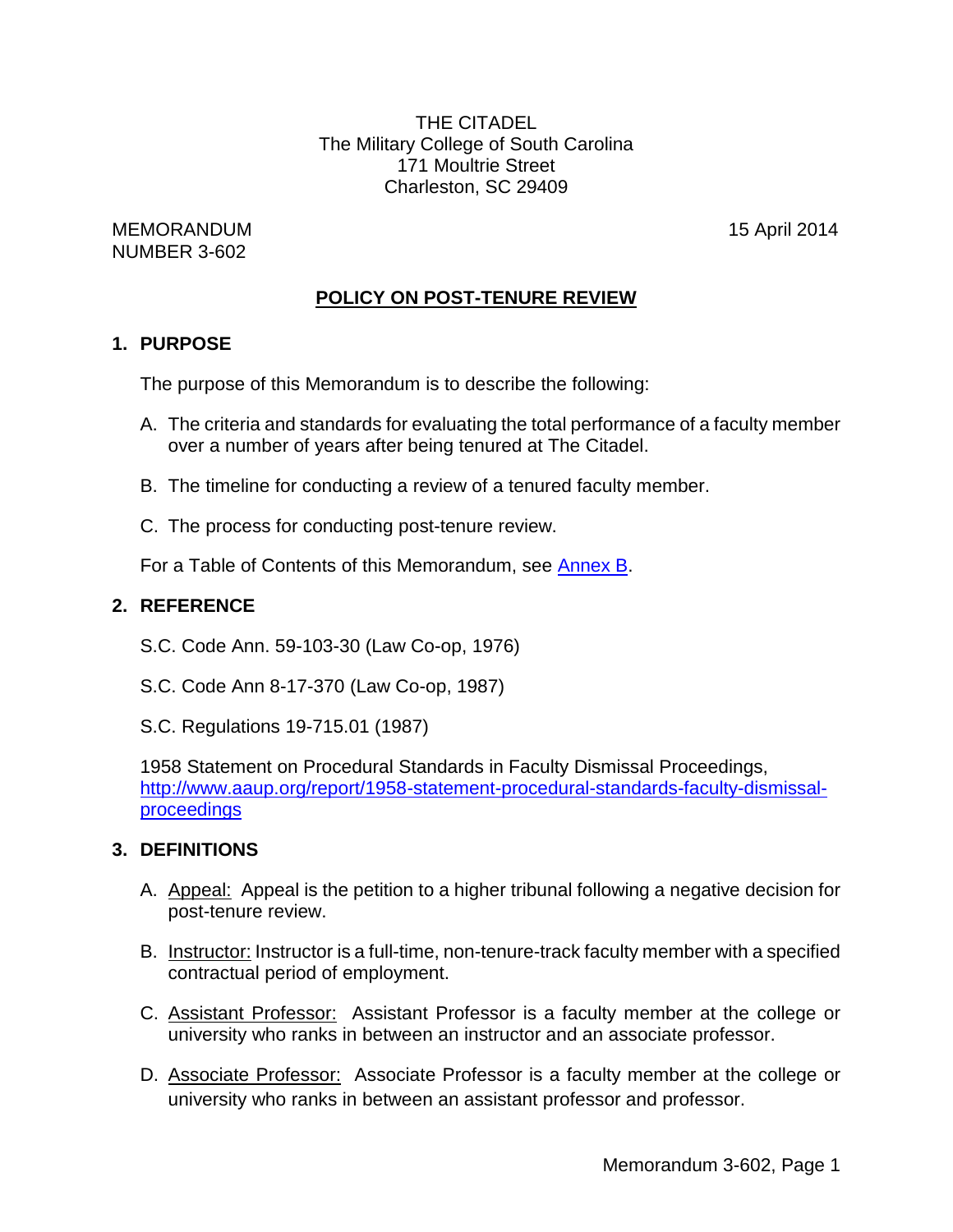THE CITADEL
The Military College of South Carolina
171 Moultrie Street
Charleston, SC 29409

MEMORANDUM
NUMBER 3-602

15 April 2014

# POLICY ON POST-TENURE REVIEW

## 1. PURPOSE

The purpose of this Memorandum is to describe the following:

A. The criteria and standards for evaluating the total performance of a faculty member over a number of years after being tenured at The Citadel.

B. The timeline for conducting a review of a tenured faculty member.

C. The process for conducting post-tenure review.

For a Table of Contents of this Memorandum, see [Annex B](#).

## 2. REFERENCE

S.C. Code Ann. 59-103-30 (Law Co-op, 1976)

S.C. Code Ann 8-17-370 (Law Co-op, 1987)

S.C. Regulations 19-715.01 (1987)

1958 Statement on Procedural Standards in Faculty Dismissal Proceedings, [http://www.aaup.org/report/1958-statement-procedural-standards-faculty-dismissal-proceedings](http://www.aaup.org/report/1958-statement-procedural-standards-faculty-dismissal-proceedings)

## 3. DEFINITIONS

A. Appeal: Appeal is the petition to a higher tribunal following a negative decision for post-tenure review.

B. Instructor: Instructor is a full-time, non-tenure-track faculty member with a specified contractual period of employment.

C. Assistant Professor: Assistant Professor is a faculty member at the college or university who ranks in between an instructor and an associate professor.

D. Associate Professor: Associate Professor is a faculty member at the college or university who ranks in between an assistant professor and professor.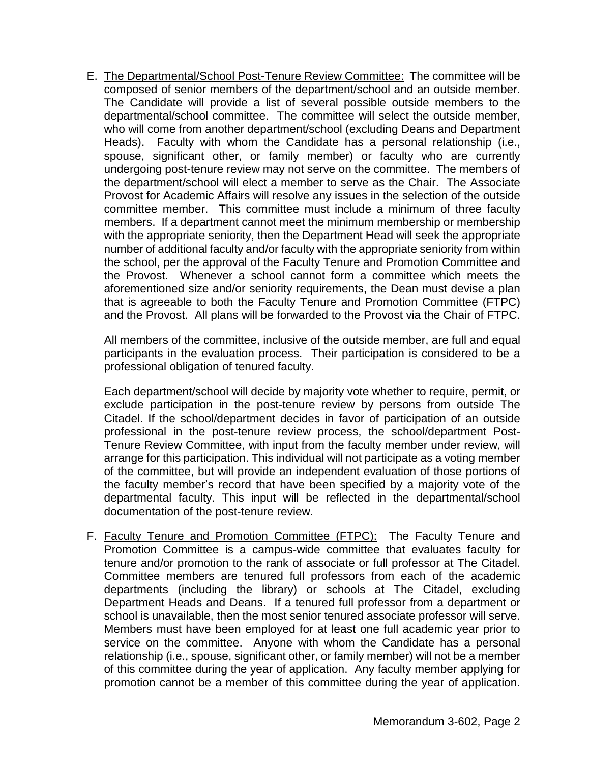E. The Departmental/School Post-Tenure Review Committee: The committee will be composed of senior members of the department/school and an outside member. The Candidate will provide a list of several possible outside members to the departmental/school committee. The committee will select the outside member, who will come from another department/school (excluding Deans and Department Heads). Faculty with whom the Candidate has a personal relationship (i.e., spouse, significant other, or family member) or faculty who are currently undergoing post-tenure review may not serve on the committee. The members of the department/school will elect a member to serve as the Chair. The Associate Provost for Academic Affairs will resolve any issues in the selection of the outside committee member. This committee must include a minimum of three faculty members. If a department cannot meet the minimum membership or membership with the appropriate seniority, then the Department Head will seek the appropriate number of additional faculty and/or faculty with the appropriate seniority from within the school, per the approval of the Faculty Tenure and Promotion Committee and the Provost. Whenever a school cannot form a committee which meets the aforementioned size and/or seniority requirements, the Dean must devise a plan that is agreeable to both the Faculty Tenure and Promotion Committee (FTPC) and the Provost. All plans will be forwarded to the Provost via the Chair of FTPC.

   All members of the committee, inclusive of the outside member, are full and equal participants in the evaluation process. Their participation is considered to be a professional obligation of tenured faculty.

   Each department/school will decide by majority vote whether to require, permit, or exclude participation in the post-tenure review by persons from outside The Citadel. If the school/department decides in favor of participation of an outside professional in the post-tenure review process, the school/department Post-Tenure Review Committee, with input from the faculty member under review, will arrange for this participation. This individual will not participate as a voting member of the committee, but will provide an independent evaluation of those portions of the faculty member's record that have been specified by a majority vote of the departmental faculty. This input will be reflected in the departmental/school documentation of the post-tenure review.

F. Faculty Tenure and Promotion Committee (FTPC): The Faculty Tenure and Promotion Committee is a campus-wide committee that evaluates faculty for tenure and/or promotion to the rank of associate or full professor at The Citadel. Committee members are tenured full professors from each of the academic departments (including the library) or schools at The Citadel, excluding Department Heads and Deans. If a tenured full professor from a department or school is unavailable, then the most senior tenured associate professor will serve. Members must have been employed for at least one full academic year prior to service on the committee. Anyone with whom the Candidate has a personal relationship (i.e., spouse, significant other, or family member) will not be a member of this committee during the year of application. Any faculty member applying for promotion cannot be a member of this committee during the year of application.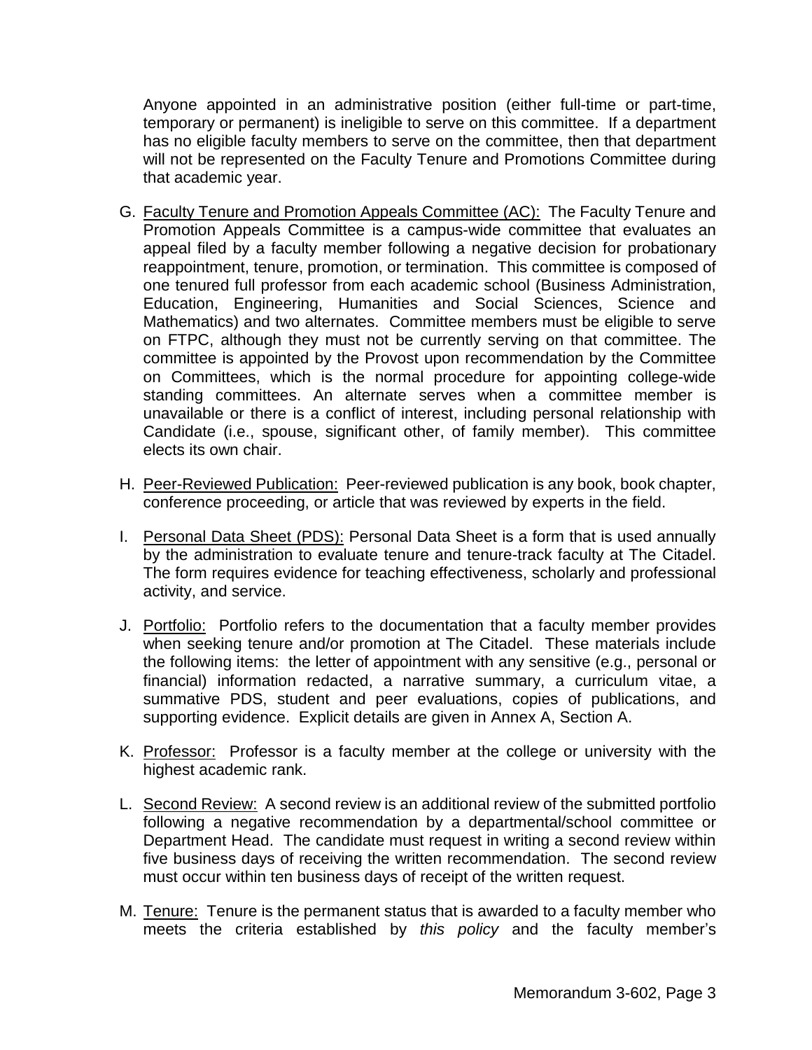Anyone appointed in an administrative position (either full-time or part-time, temporary or permanent) is ineligible to serve on this committee. If a department has no eligible faculty members to serve on the committee, then that department will not be represented on the Faculty Tenure and Promotions Committee during that academic year.

G. <u>Faculty Tenure and Promotion Appeals Committee (AC):</u> The Faculty Tenure and Promotion Appeals Committee is a campus-wide committee that evaluates an appeal filed by a faculty member following a negative decision for probationary reappointment, tenure, promotion, or termination. This committee is composed of one tenured full professor from each academic school (Business Administration, Education, Engineering, Humanities and Social Sciences, Science and Mathematics) and two alternates. Committee members must be eligible to serve on FTPC, although they must not be currently serving on that committee. The committee is appointed by the Provost upon recommendation by the Committee on Committees, which is the normal procedure for appointing college-wide standing committees. An alternate serves when a committee member is unavailable or there is a conflict of interest, including personal relationship with Candidate (i.e., spouse, significant other, of family member). This committee elects its own chair.

H. <u>Peer-Reviewed Publication:</u> Peer-reviewed publication is any book, book chapter, conference proceeding, or article that was reviewed by experts in the field.

I. <u>Personal Data Sheet (PDS):</u> Personal Data Sheet is a form that is used annually by the administration to evaluate tenure and tenure-track faculty at The Citadel. The form requires evidence for teaching effectiveness, scholarly and professional activity, and service.

J. <u>Portfolio:</u> Portfolio refers to the documentation that a faculty member provides when seeking tenure and/or promotion at The Citadel. These materials include the following items: the letter of appointment with any sensitive (e.g., personal or financial) information redacted, a narrative summary, a curriculum vitae, a summative PDS, student and peer evaluations, copies of publications, and supporting evidence. Explicit details are given in Annex A, Section A.

K. <u>Professor:</u> Professor is a faculty member at the college or university with the highest academic rank.

L. <u>Second Review:</u> A second review is an additional review of the submitted portfolio following a negative recommendation by a departmental/school committee or Department Head. The candidate must request in writing a second review within five business days of receiving the written recommendation. The second review must occur within ten business days of receipt of the written request.

M. <u>Tenure:</u> Tenure is the permanent status that is awarded to a faculty member who meets the criteria established by *this policy* and the faculty member's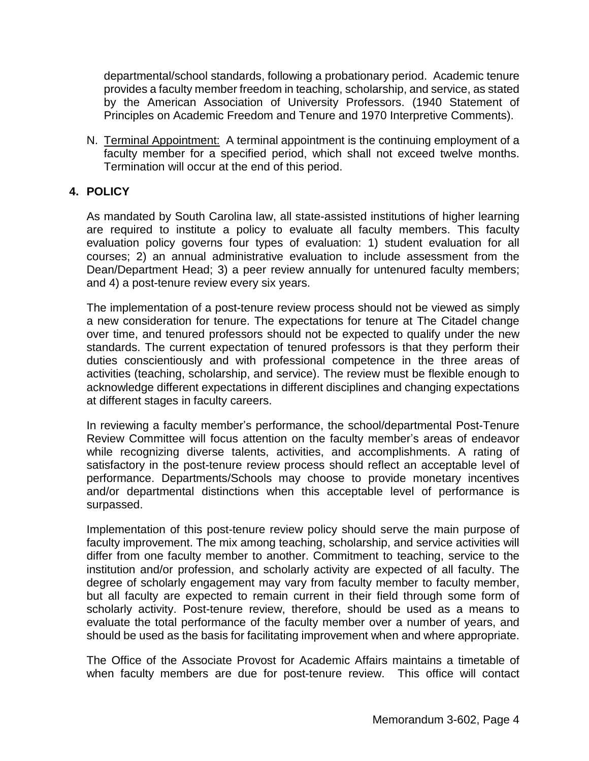departmental/school standards, following a probationary period. Academic tenure provides a faculty member freedom in teaching, scholarship, and service, as stated by the American Association of University Professors. (1940 Statement of Principles on Academic Freedom and Tenure and 1970 Interpretive Comments).

N. Terminal Appointment: A terminal appointment is the continuing employment of a faculty member for a specified period, which shall not exceed twelve months. Termination will occur at the end of this period.

## 4. POLICY

As mandated by South Carolina law, all state-assisted institutions of higher learning are required to institute a policy to evaluate all faculty members. This faculty evaluation policy governs four types of evaluation: 1) student evaluation for all courses; 2) an annual administrative evaluation to include assessment from the Dean/Department Head; 3) a peer review annually for untenured faculty members; and 4) a post-tenure review every six years.

The implementation of a post-tenure review process should not be viewed as simply a new consideration for tenure. The expectations for tenure at The Citadel change over time, and tenured professors should not be expected to qualify under the new standards. The current expectation of tenured professors is that they perform their duties conscientiously and with professional competence in the three areas of activities (teaching, scholarship, and service). The review must be flexible enough to acknowledge different expectations in different disciplines and changing expectations at different stages in faculty careers.

In reviewing a faculty member's performance, the school/departmental Post-Tenure Review Committee will focus attention on the faculty member's areas of endeavor while recognizing diverse talents, activities, and accomplishments. A rating of satisfactory in the post-tenure review process should reflect an acceptable level of performance. Departments/Schools may choose to provide monetary incentives and/or departmental distinctions when this acceptable level of performance is surpassed.

Implementation of this post-tenure review policy should serve the main purpose of faculty improvement. The mix among teaching, scholarship, and service activities will differ from one faculty member to another. Commitment to teaching, service to the institution and/or profession, and scholarly activity are expected of all faculty. The degree of scholarly engagement may vary from faculty member to faculty member, but all faculty are expected to remain current in their field through some form of scholarly activity. Post-tenure review, therefore, should be used as a means to evaluate the total performance of the faculty member over a number of years, and should be used as the basis for facilitating improvement when and where appropriate.

The Office of the Associate Provost for Academic Affairs maintains a timetable of when faculty members are due for post-tenure review. This office will contact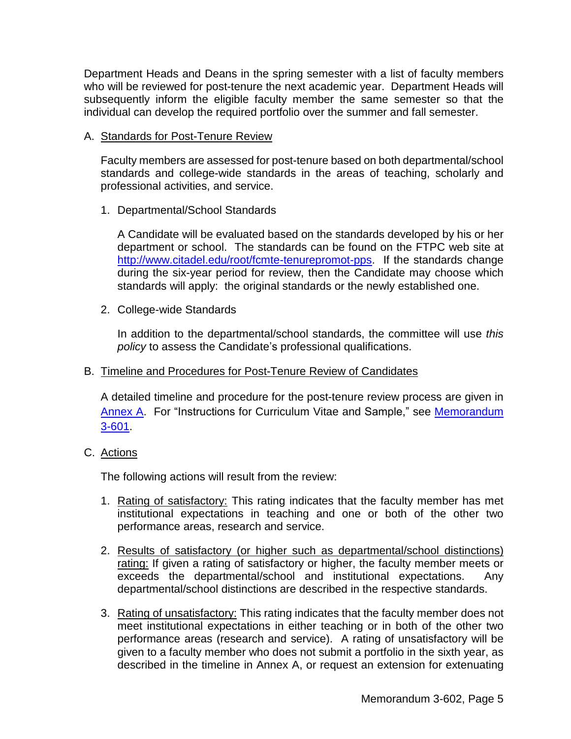Department Heads and Deans in the spring semester with a list of faculty members who will be reviewed for post-tenure the next academic year. Department Heads will subsequently inform the eligible faculty member the same semester so that the individual can develop the required portfolio over the summer and fall semester.

A. Standards for Post-Tenure Review

Faculty members are assessed for post-tenure based on both departmental/school standards and college-wide standards in the areas of teaching, scholarly and professional activities, and service.

1. Departmental/School Standards

   A Candidate will be evaluated based on the standards developed by his or her department or school. The standards can be found on the FTPC web site at [http://www.citadel.edu/root/fcmte-tenurepromot-pps](http://www.citadel.edu/root/fcmte-tenurepromot-pps). If the standards change during the six-year period for review, then the Candidate may choose which standards will apply: the original standards or the newly established one.

2. College-wide Standards

   In addition to the departmental/school standards, the committee will use *this policy* to assess the Candidate's professional qualifications.

B. Timeline and Procedures for Post-Tenure Review of Candidates

A detailed timeline and procedure for the post-tenure review process are given in Annex A. For "Instructions for Curriculum Vitae and Sample," see Memorandum 3-601.

C. Actions

The following actions will result from the review:

1. Rating of satisfactory: This rating indicates that the faculty member has met institutional expectations in teaching and one or both of the other two performance areas, research and service.

2. Results of satisfactory (or higher such as departmental/school distinctions) rating: If given a rating of satisfactory or higher, the faculty member meets or exceeds the departmental/school and institutional expectations. Any departmental/school distinctions are described in the respective standards.

3. Rating of unsatisfactory: This rating indicates that the faculty member does not meet institutional expectations in either teaching or in both of the other two performance areas (research and service). A rating of unsatisfactory will be given to a faculty member who does not submit a portfolio in the sixth year, as described in the timeline in Annex A, or request an extension for extenuating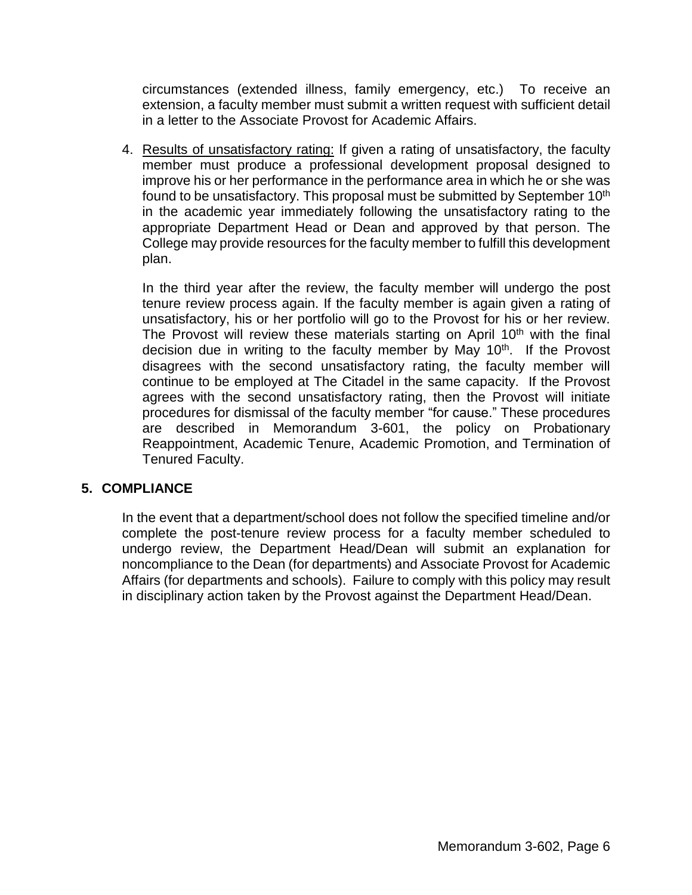circumstances (extended illness, family emergency, etc.) To receive an extension, a faculty member must submit a written request with sufficient detail in a letter to the Associate Provost for Academic Affairs.

4. Results of unsatisfactory rating: If given a rating of unsatisfactory, the faculty member must produce a professional development proposal designed to improve his or her performance in the performance area in which he or she was found to be unsatisfactory. This proposal must be submitted by September 10th in the academic year immediately following the unsatisfactory rating to the appropriate Department Head or Dean and approved by that person. The College may provide resources for the faculty member to fulfill this development plan.

   In the third year after the review, the faculty member will undergo the post tenure review process again. If the faculty member is again given a rating of unsatisfactory, his or her portfolio will go to the Provost for his or her review. The Provost will review these materials starting on April 10th with the final decision due in writing to the faculty member by May 10th. If the Provost disagrees with the second unsatisfactory rating, the faculty member will continue to be employed at The Citadel in the same capacity. If the Provost agrees with the second unsatisfactory rating, then the Provost will initiate procedures for dismissal of the faculty member "for cause." These procedures are described in Memorandum 3-601, the policy on Probationary Reappointment, Academic Tenure, Academic Promotion, and Termination of Tenured Faculty.

## 5. COMPLIANCE

In the event that a department/school does not follow the specified timeline and/or complete the post-tenure review process for a faculty member scheduled to undergo review, the Department Head/Dean will submit an explanation for noncompliance to the Dean (for departments) and Associate Provost for Academic Affairs (for departments and schools). Failure to comply with this policy may result in disciplinary action taken by the Provost against the Department Head/Dean.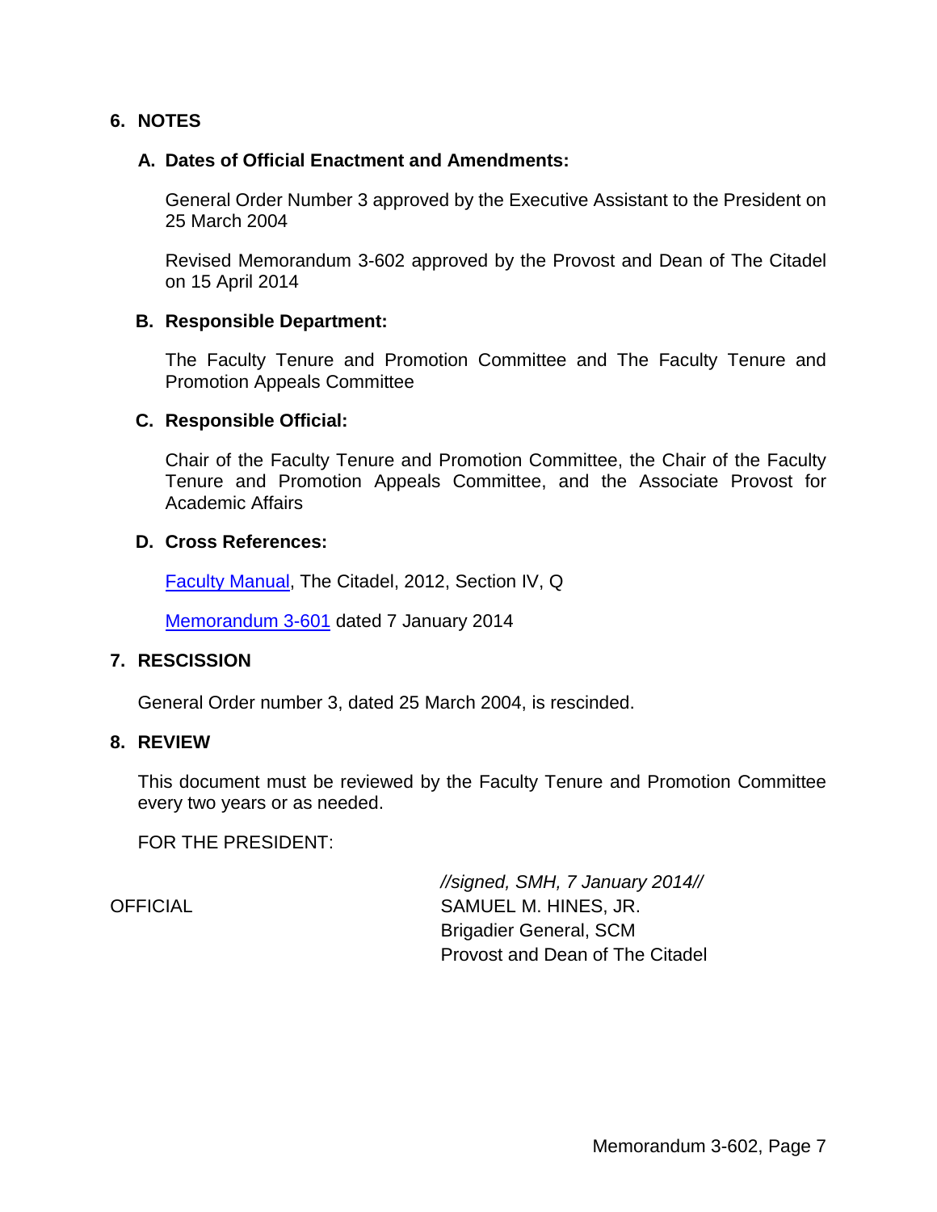## 6. NOTES

### A. Dates of Official Enactment and Amendments:

General Order Number 3 approved by the Executive Assistant to the President on 25 March 2004

Revised Memorandum 3-602 approved by the Provost and Dean of The Citadel on 15 April 2014

### B. Responsible Department:

The Faculty Tenure and Promotion Committee and The Faculty Tenure and Promotion Appeals Committee

### C. Responsible Official:

Chair of the Faculty Tenure and Promotion Committee, the Chair of the Faculty Tenure and Promotion Appeals Committee, and the Associate Provost for Academic Affairs

### D. Cross References:

Faculty Manual, The Citadel, 2012, Section IV, Q

Memorandum 3-601 dated 7 January 2014

## 7. RESCISSION

General Order number 3, dated 25 March 2004, is rescinded.

## 8. REVIEW

This document must be reviewed by the Faculty Tenure and Promotion Committee every two years or as needed.

FOR THE PRESIDENT:

*//signed, SMH, 7 January 2014//*

OFFICIAL

SAMUEL M. HINES, JR.
Brigadier General, SCM
Provost and Dean of The Citadel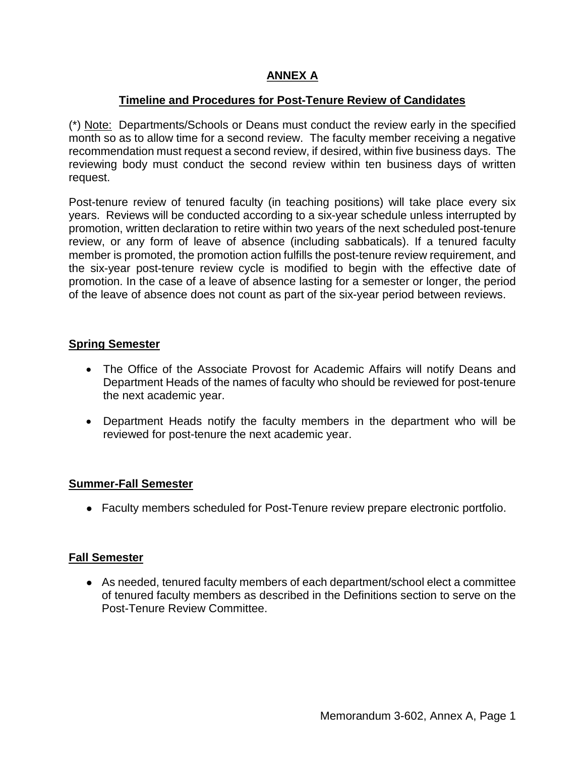# ANNEX A

## Timeline and Procedures for Post-Tenure Review of Candidates

(*) Note: Departments/Schools or Deans must conduct the review early in the specified month so as to allow time for a second review. The faculty member receiving a negative recommendation must request a second review, if desired, within five business days. The reviewing body must conduct the second review within ten business days of written request.

Post-tenure review of tenured faculty (in teaching positions) will take place every six years. Reviews will be conducted according to a six-year schedule unless interrupted by promotion, written declaration to retire within two years of the next scheduled post-tenure review, or any form of leave of absence (including sabbaticals). If a tenured faculty member is promoted, the promotion action fulfills the post-tenure review requirement, and the six-year post-tenure review cycle is modified to begin with the effective date of promotion. In the case of a leave of absence lasting for a semester or longer, the period of the leave of absence does not count as part of the six-year period between reviews.

### Spring Semester

- The Office of the Associate Provost for Academic Affairs will notify Deans and Department Heads of the names of faculty who should be reviewed for post-tenure the next academic year.
- Department Heads notify the faculty members in the department who will be reviewed for post-tenure the next academic year.

### Summer-Fall Semester

- Faculty members scheduled for Post-Tenure review prepare electronic portfolio.

### Fall Semester

- As needed, tenured faculty members of each department/school elect a committee of tenured faculty members as described in the Definitions section to serve on the Post-Tenure Review Committee.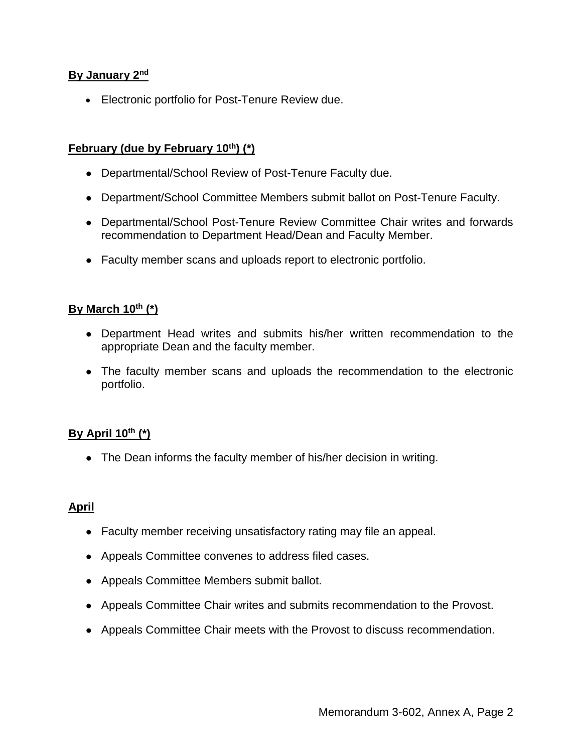**By January 2nd**

- Electronic portfolio for Post-Tenure Review due.

**February (due by February 10th) (*)**

- Departmental/School Review of Post-Tenure Faculty due.
- Department/School Committee Members submit ballot on Post-Tenure Faculty.
- Departmental/School Post-Tenure Review Committee Chair writes and forwards recommendation to Department Head/Dean and Faculty Member.
- Faculty member scans and uploads report to electronic portfolio.

**By March 10th (*)**

- Department Head writes and submits his/her written recommendation to the appropriate Dean and the faculty member.
- The faculty member scans and uploads the recommendation to the electronic portfolio.

**By April 10th (*)**

- The Dean informs the faculty member of his/her decision in writing.

**April**

- Faculty member receiving unsatisfactory rating may file an appeal.
- Appeals Committee convenes to address filed cases.
- Appeals Committee Members submit ballot.
- Appeals Committee Chair writes and submits recommendation to the Provost.
- Appeals Committee Chair meets with the Provost to discuss recommendation.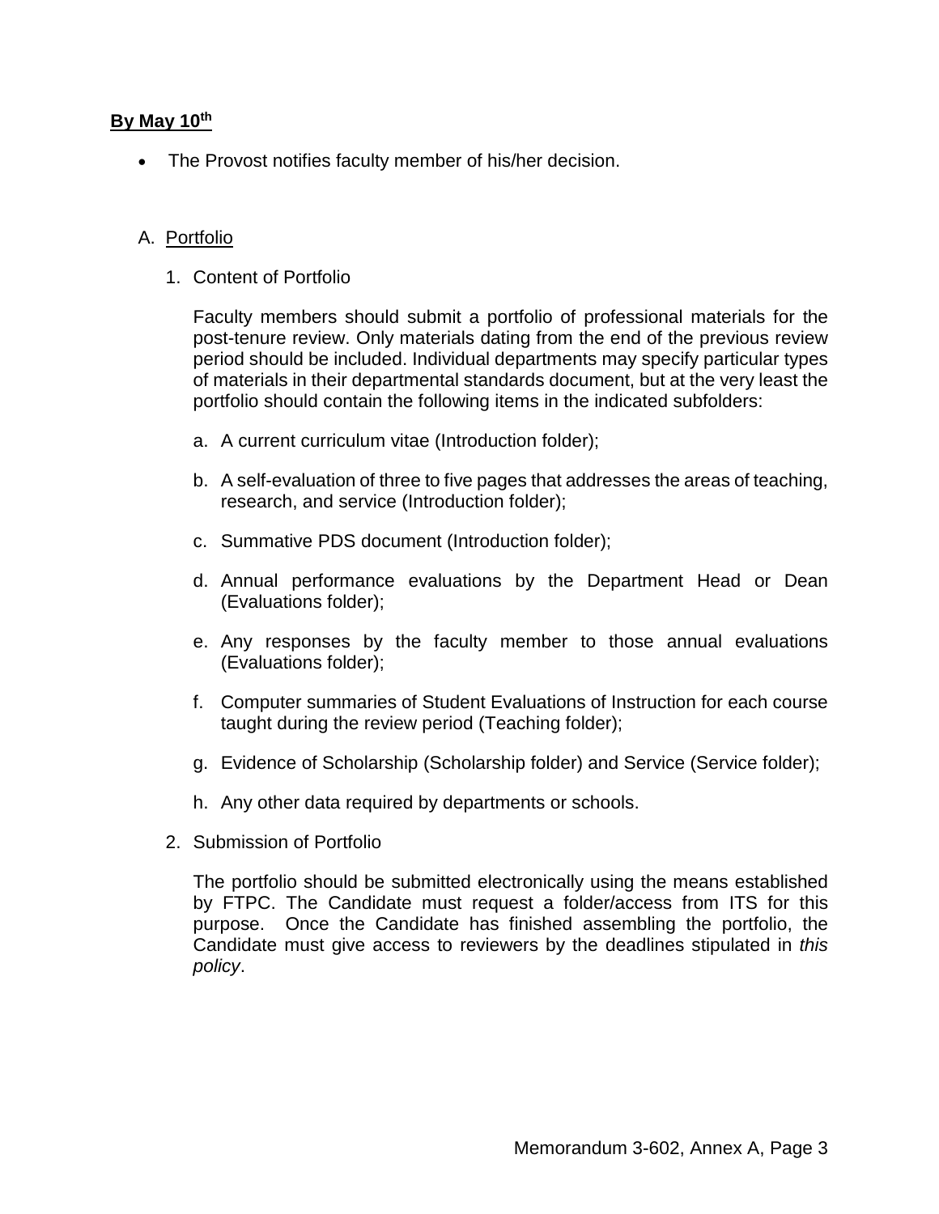**By May 10th**

- The Provost notifies faculty member of his/her decision.

A. Portfolio

1. Content of Portfolio

   Faculty members should submit a portfolio of professional materials for the post-tenure review. Only materials dating from the end of the previous review period should be included. Individual departments may specify particular types of materials in their departmental standards document, but at the very least the portfolio should contain the following items in the indicated subfolders:

   a. A current curriculum vitae (Introduction folder);

   b. A self-evaluation of three to five pages that addresses the areas of teaching, research, and service (Introduction folder);

   c. Summative PDS document (Introduction folder);

   d. Annual performance evaluations by the Department Head or Dean (Evaluations folder);

   e. Any responses by the faculty member to those annual evaluations (Evaluations folder);

   f. Computer summaries of Student Evaluations of Instruction for each course taught during the review period (Teaching folder);

   g. Evidence of Scholarship (Scholarship folder) and Service (Service folder);

   h. Any other data required by departments or schools.

2. Submission of Portfolio

   The portfolio should be submitted electronically using the means established by FTPC. The Candidate must request a folder/access from ITS for this purpose. Once the Candidate has finished assembling the portfolio, the Candidate must give access to reviewers by the deadlines stipulated in *this policy*.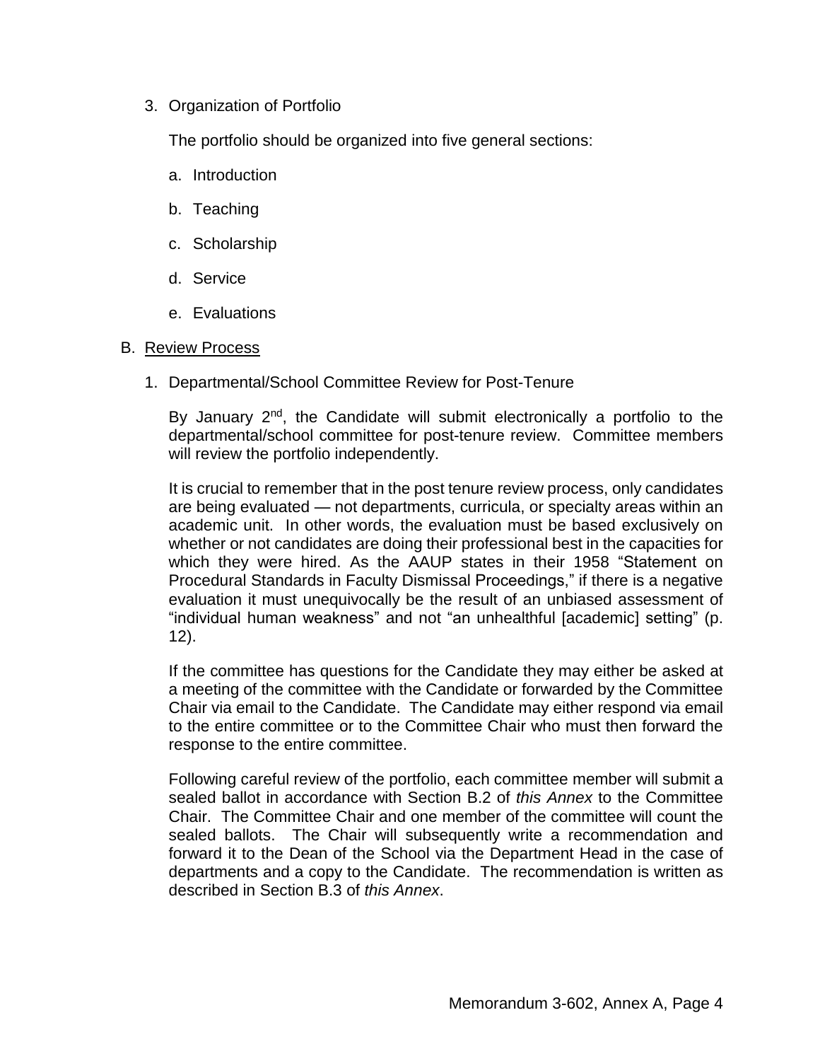3. Organization of Portfolio

   The portfolio should be organized into five general sections:

   a. Introduction

   b. Teaching

   c. Scholarship

   d. Service

   e. Evaluations

B. <u>Review Process</u>

   1. Departmental/School Committee Review for Post-Tenure

      By January 2nd, the Candidate will submit electronically a portfolio to the departmental/school committee for post-tenure review. Committee members will review the portfolio independently.

      It is crucial to remember that in the post tenure review process, only candidates are being evaluated — not departments, curricula, or specialty areas within an academic unit. In other words, the evaluation must be based exclusively on whether or not candidates are doing their professional best in the capacities for which they were hired. As the AAUP states in their 1958 "Statement on Procedural Standards in Faculty Dismissal Proceedings," if there is a negative evaluation it must unequivocally be the result of an unbiased assessment of "individual human weakness" and not "an unhealthful [academic] setting" (p. 12).

      If the committee has questions for the Candidate they may either be asked at a meeting of the committee with the Candidate or forwarded by the Committee Chair via email to the Candidate. The Candidate may either respond via email to the entire committee or to the Committee Chair who must then forward the response to the entire committee.

      Following careful review of the portfolio, each committee member will submit a sealed ballot in accordance with Section B.2 of *this Annex* to the Committee Chair. The Committee Chair and one member of the committee will count the sealed ballots. The Chair will subsequently write a recommendation and forward it to the Dean of the School via the Department Head in the case of departments and a copy to the Candidate. The recommendation is written as described in Section B.3 of *this Annex*.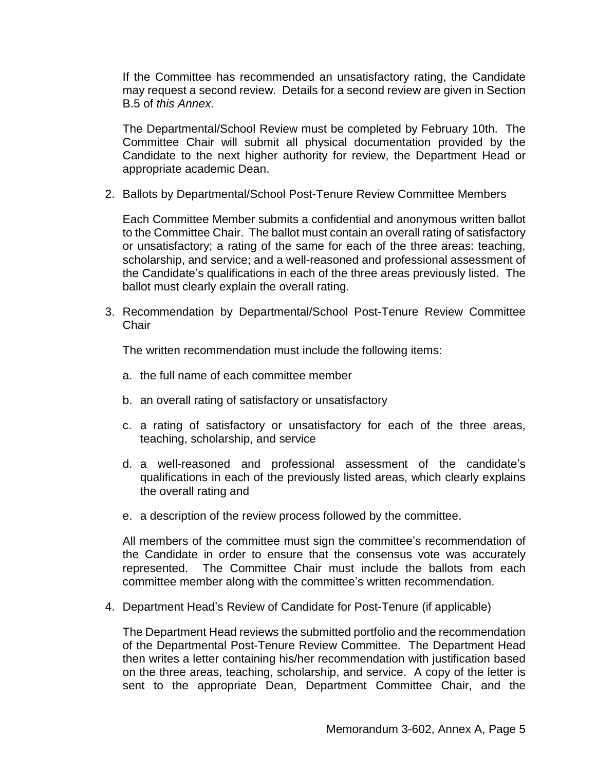If the Committee has recommended an unsatisfactory rating, the Candidate may request a second review. Details for a second review are given in Section B.5 of *this Annex*.

The Departmental/School Review must be completed by February 10th. The Committee Chair will submit all physical documentation provided by the Candidate to the next higher authority for review, the Department Head or appropriate academic Dean.

2. Ballots by Departmental/School Post-Tenure Review Committee Members

   Each Committee Member submits a confidential and anonymous written ballot to the Committee Chair. The ballot must contain an overall rating of satisfactory or unsatisfactory; a rating of the same for each of the three areas: teaching, scholarship, and service; and a well-reasoned and professional assessment of the Candidate's qualifications in each of the three areas previously listed. The ballot must clearly explain the overall rating.

3. Recommendation by Departmental/School Post-Tenure Review Committee Chair

   The written recommendation must include the following items:

   a. the full name of each committee member

   b. an overall rating of satisfactory or unsatisfactory

   c. a rating of satisfactory or unsatisfactory for each of the three areas, teaching, scholarship, and service

   d. a well-reasoned and professional assessment of the candidate's qualifications in each of the previously listed areas, which clearly explains the overall rating and

   e. a description of the review process followed by the committee.

   All members of the committee must sign the committee's recommendation of the Candidate in order to ensure that the consensus vote was accurately represented. The Committee Chair must include the ballots from each committee member along with the committee's written recommendation.

4. Department Head's Review of Candidate for Post-Tenure (if applicable)

   The Department Head reviews the submitted portfolio and the recommendation of the Departmental Post-Tenure Review Committee. The Department Head then writes a letter containing his/her recommendation with justification based on the three areas, teaching, scholarship, and service. A copy of the letter is sent to the appropriate Dean, Department Committee Chair, and the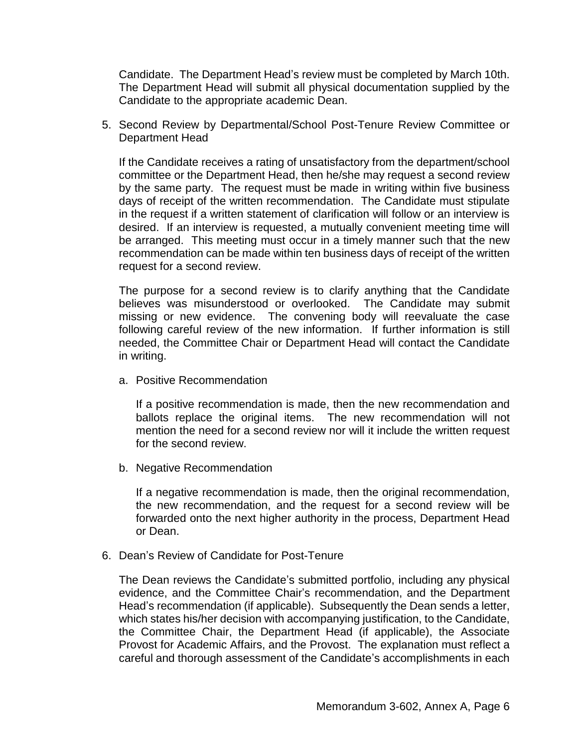Candidate. The Department Head's review must be completed by March 10th. The Department Head will submit all physical documentation supplied by the Candidate to the appropriate academic Dean.

5. Second Review by Departmental/School Post-Tenure Review Committee or Department Head

   If the Candidate receives a rating of unsatisfactory from the department/school committee or the Department Head, then he/she may request a second review by the same party. The request must be made in writing within five business days of receipt of the written recommendation. The Candidate must stipulate in the request if a written statement of clarification will follow or an interview is desired. If an interview is requested, a mutually convenient meeting time will be arranged. This meeting must occur in a timely manner such that the new recommendation can be made within ten business days of receipt of the written request for a second review.

   The purpose for a second review is to clarify anything that the Candidate believes was misunderstood or overlooked. The Candidate may submit missing or new evidence. The convening body will reevaluate the case following careful review of the new information. If further information is still needed, the Committee Chair or Department Head will contact the Candidate in writing.

   a. Positive Recommendation

      If a positive recommendation is made, then the new recommendation and ballots replace the original items. The new recommendation will not mention the need for a second review nor will it include the written request for the second review.

   b. Negative Recommendation

      If a negative recommendation is made, then the original recommendation, the new recommendation, and the request for a second review will be forwarded onto the next higher authority in the process, Department Head or Dean.

6. Dean's Review of Candidate for Post-Tenure

   The Dean reviews the Candidate's submitted portfolio, including any physical evidence, and the Committee Chair's recommendation, and the Department Head's recommendation (if applicable). Subsequently the Dean sends a letter, which states his/her decision with accompanying justification, to the Candidate, the Committee Chair, the Department Head (if applicable), the Associate Provost for Academic Affairs, and the Provost. The explanation must reflect a careful and thorough assessment of the Candidate's accomplishments in each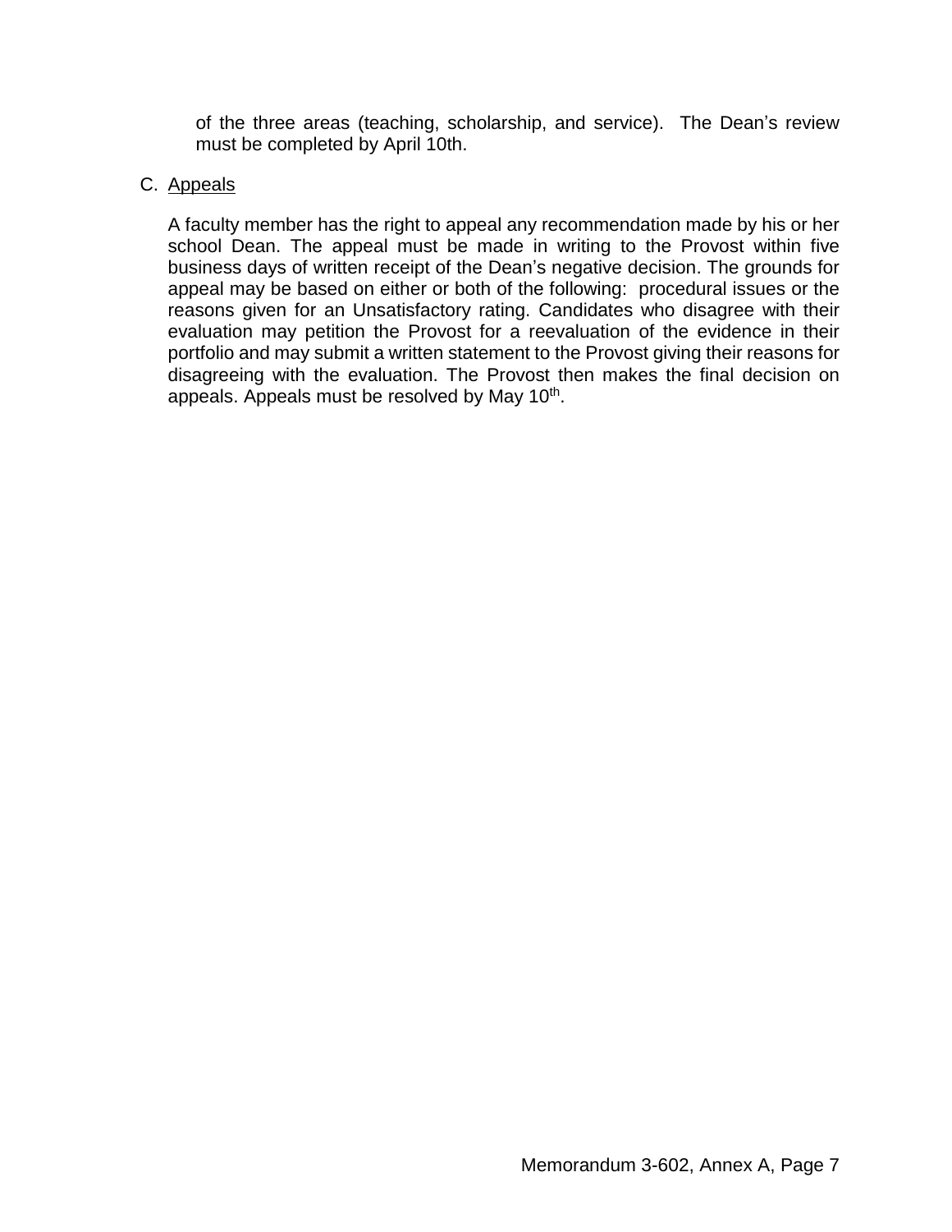of the three areas (teaching, scholarship, and service). The Dean's review must be completed by April 10th.

C. Appeals

A faculty member has the right to appeal any recommendation made by his or her school Dean. The appeal must be made in writing to the Provost within five business days of written receipt of the Dean's negative decision. The grounds for appeal may be based on either or both of the following: procedural issues or the reasons given for an Unsatisfactory rating. Candidates who disagree with their evaluation may petition the Provost for a reevaluation of the evidence in their portfolio and may submit a written statement to the Provost giving their reasons for disagreeing with the evaluation. The Provost then makes the final decision on appeals. Appeals must be resolved by May 10th.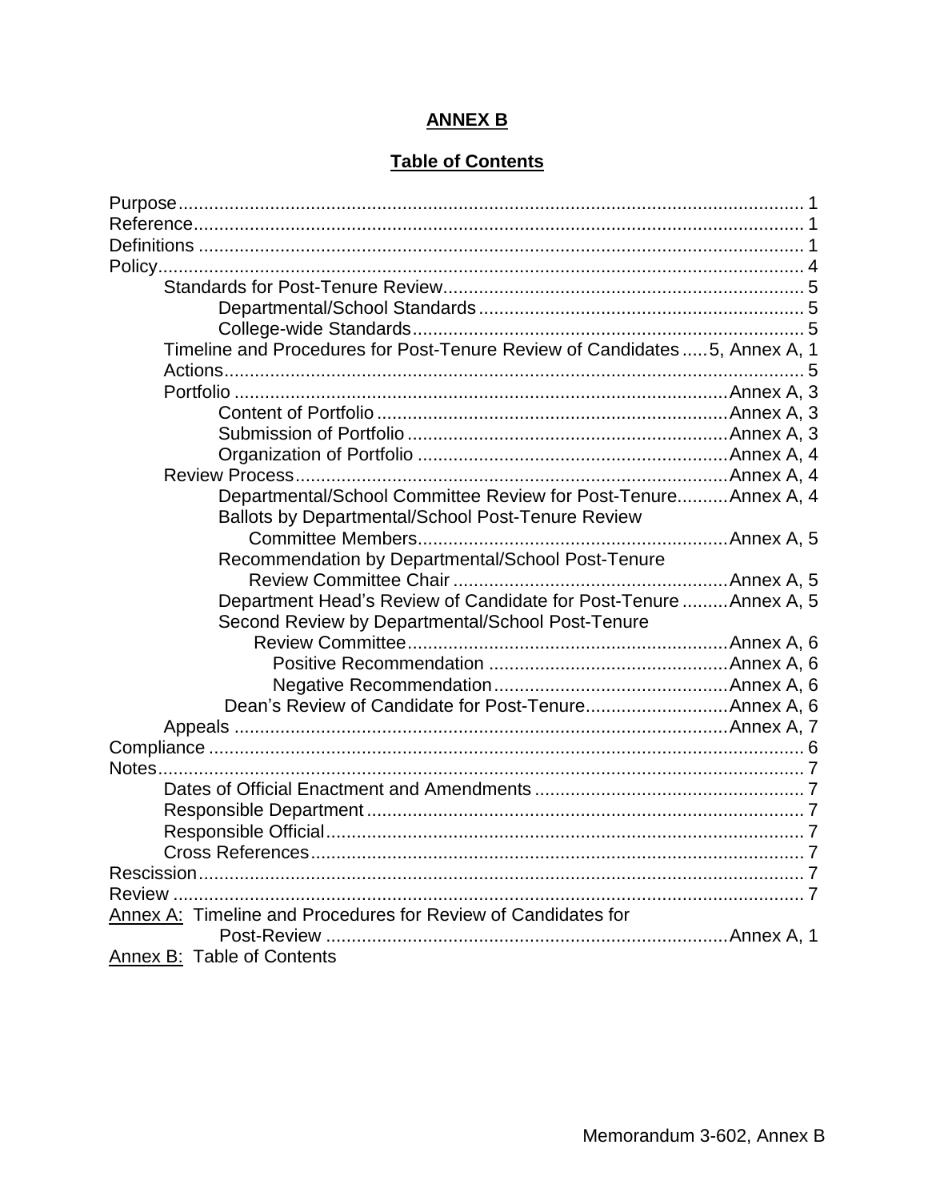# ANNEX B

## Table of Contents

Purpose ........................................................................................................ 1
Reference ..................................................................................................... 1
Definitions .................................................................................................... 1
Policy ............................................................................................................ 4
- Standards for Post-Tenure Review ....................................................... 5
  - Departmental/School Standards ..................................................... 5
  - College-wide Standards ................................................................... 5
- Timeline and Procedures for Post-Tenure Review of Candidates ..... 5, Annex A, 1
- Actions ................................................................................................... 5
- Portfolio .............................................................................................. Annex A, 3
  - Content of Portfolio ......................................................................... Annex A, 3
  - Submission of Portfolio ................................................................... Annex A, 3
  - Organization of Portfolio ................................................................. Annex A, 4
- Review Process .................................................................................... Annex A, 4
  - Departmental/School Committee Review for Post-Tenure .......... Annex A, 4
  - Ballots by Departmental/School Post-Tenure Review Committee Members ........................................................ Annex A, 5
  - Recommendation by Departmental/School Post-Tenure Review Committee Chair ................................................... Annex A, 5
  - Department Head's Review of Candidate for Post-Tenure ......... Annex A, 5
  - Second Review by Departmental/School Post-Tenure Review Committee .............................................................. Annex A, 6
    - Positive Recommendation ........................................... Annex A, 6
    - Negative Recommendation .......................................... Annex A, 6
  - Dean's Review of Candidate for Post-Tenure ............................ Annex A, 6
- Appeals ............................................................................................... Annex A, 7

Compliance .................................................................................................. 6
Notes ............................................................................................................ 7
- Dates of Official Enactment and Amendments ..................................... 7
- Responsible Department ....................................................................... 7
- Responsible Official ............................................................................... 7
- Cross References .................................................................................. 7

Rescission ..................................................................................................... 7
Review ......................................................................................................... 7
Annex A: Timeline and Procedures for Review of Candidates for Post-Review ............................................................................... Annex A, 1
Annex B: Table of Contents